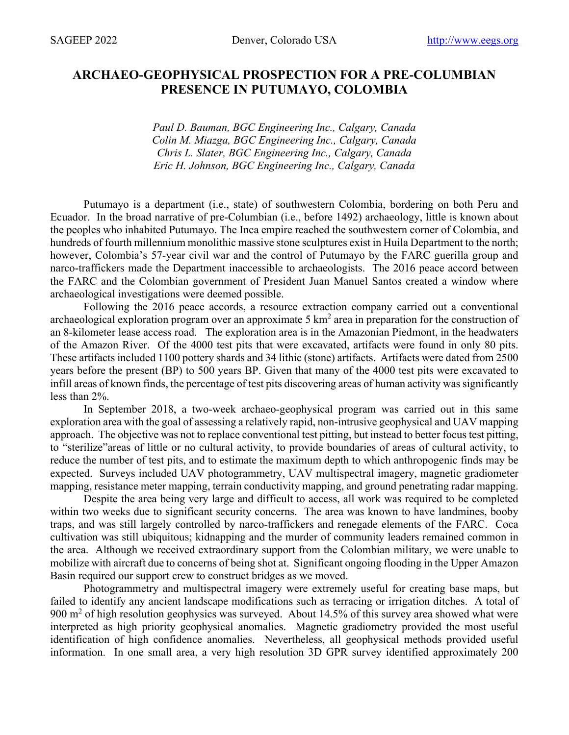# ARCHAEO-GEOPHYSICAL PROSPECTION FOR A PRE-COLUMBIAN PRESENCE IN PUTUMAYO, COLOMBIA

*Paul D. Bauman, BGC Engineering Inc., Calgary, Canada*
*Colin M. Miazga, BGC Engineering Inc., Calgary, Canada*
*Chris L. Slater, BGC Engineering Inc., Calgary, Canada*
*Eric H. Johnson, BGC Engineering Inc., Calgary, Canada*

Putumayo is a department (i.e., state) of southwestern Colombia, bordering on both Peru and Ecuador. In the broad narrative of pre-Columbian (i.e., before 1492) archaeology, little is known about the peoples who inhabited Putumayo. The Inca empire reached the southwestern corner of Colombia, and hundreds of fourth millennium monolithic massive stone sculptures exist in Huila Department to the north; however, Colombia's 57-year civil war and the control of Putumayo by the FARC guerilla group and narco-traffickers made the Department inaccessible to archaeologists. The 2016 peace accord between the FARC and the Colombian government of President Juan Manuel Santos created a window where archaeological investigations were deemed possible.

Following the 2016 peace accords, a resource extraction company carried out a conventional archaeological exploration program over an approximate 5 km$^2$ area in preparation for the construction of an 8-kilometer lease access road. The exploration area is in the Amazonian Piedmont, in the headwaters of the Amazon River. Of the 4000 test pits that were excavated, artifacts were found in only 80 pits. These artifacts included 1100 pottery shards and 34 lithic (stone) artifacts. Artifacts were dated from 2500 years before the present (BP) to 500 years BP. Given that many of the 4000 test pits were excavated to infill areas of known finds, the percentage of test pits discovering areas of human activity was significantly less than 2%.

In September 2018, a two-week archaeo-geophysical program was carried out in this same exploration area with the goal of assessing a relatively rapid, non-intrusive geophysical and UAV mapping approach. The objective was not to replace conventional test pitting, but instead to better focus test pitting, to "sterilize" areas of little or no cultural activity, to provide boundaries of areas of cultural activity, to reduce the number of test pits, and to estimate the maximum depth to which anthropogenic finds may be expected. Surveys included UAV photogrammetry, UAV multispectral imagery, magnetic gradiometer mapping, resistance meter mapping, terrain conductivity mapping, and ground penetrating radar mapping.

Despite the area being very large and difficult to access, all work was required to be completed within two weeks due to significant security concerns. The area was known to have landmines, booby traps, and was still largely controlled by narco-traffickers and renegade elements of the FARC. Coca cultivation was still ubiquitous; kidnapping and the murder of community leaders remained common in the area. Although we received extraordinary support from the Colombian military, we were unable to mobilize with aircraft due to concerns of being shot at. Significant ongoing flooding in the Upper Amazon Basin required our support crew to construct bridges as we moved.

Photogrammetry and multispectral imagery were extremely useful for creating base maps, but failed to identify any ancient landscape modifications such as terracing or irrigation ditches. A total of 900 m$^2$ of high resolution geophysics was surveyed. About 14.5% of this survey area showed what were interpreted as high priority geophysical anomalies. Magnetic gradiometry provided the most useful identification of high confidence anomalies. Nevertheless, all geophysical methods provided useful information. In one small area, a very high resolution 3D GPR survey identified approximately 200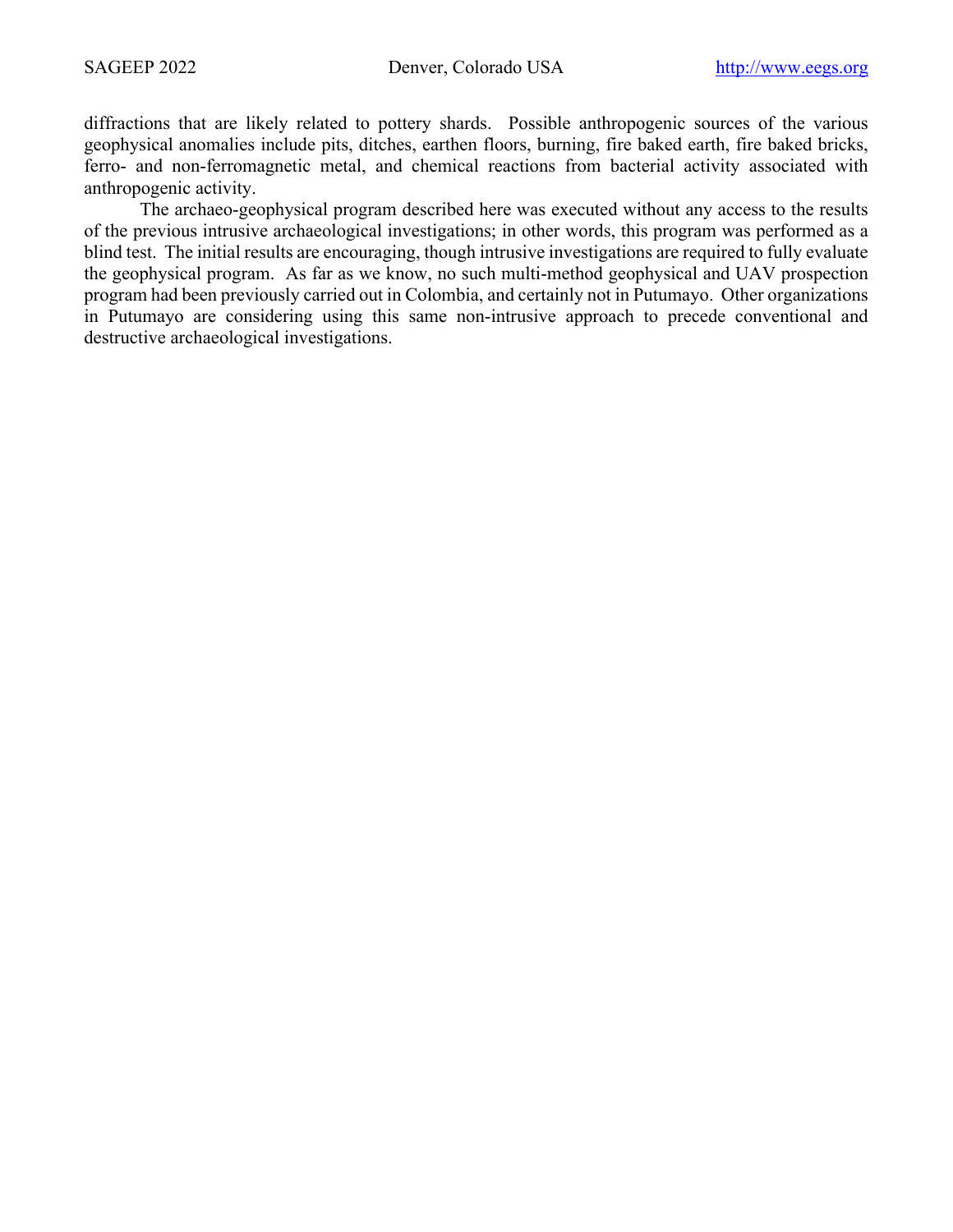diffractions that are likely related to pottery shards. Possible anthropogenic sources of the various geophysical anomalies include pits, ditches, earthen floors, burning, fire baked earth, fire baked bricks, ferro- and non-ferromagnetic metal, and chemical reactions from bacterial activity associated with anthropogenic activity.

The archaeo-geophysical program described here was executed without any access to the results of the previous intrusive archaeological investigations; in other words, this program was performed as a blind test. The initial results are encouraging, though intrusive investigations are required to fully evaluate the geophysical program. As far as we know, no such multi-method geophysical and UAV prospection program had been previously carried out in Colombia, and certainly not in Putumayo. Other organizations in Putumayo are considering using this same non-intrusive approach to precede conventional and destructive archaeological investigations.